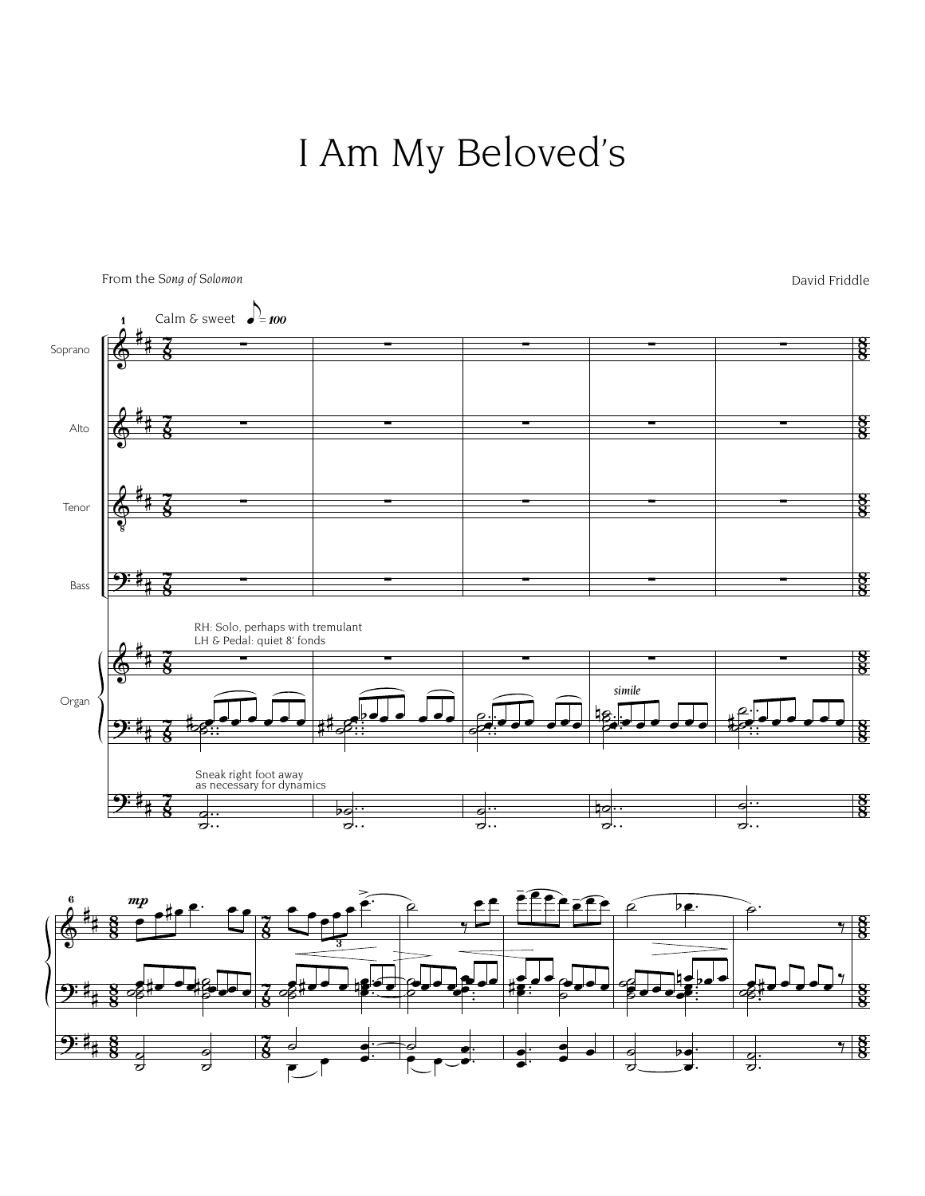# I Am My Beloved's

From the *Song of Solomon*

David Friddle

Calm & sweet ♪ = 100

Soprano

Alto

Tenor

Bass

Organ

RH: Solo, perhaps with tremulant
LH & Pedal: quiet 8' fonds

Sneak right foot away
as necessary for dynamics

*simile*

*mp*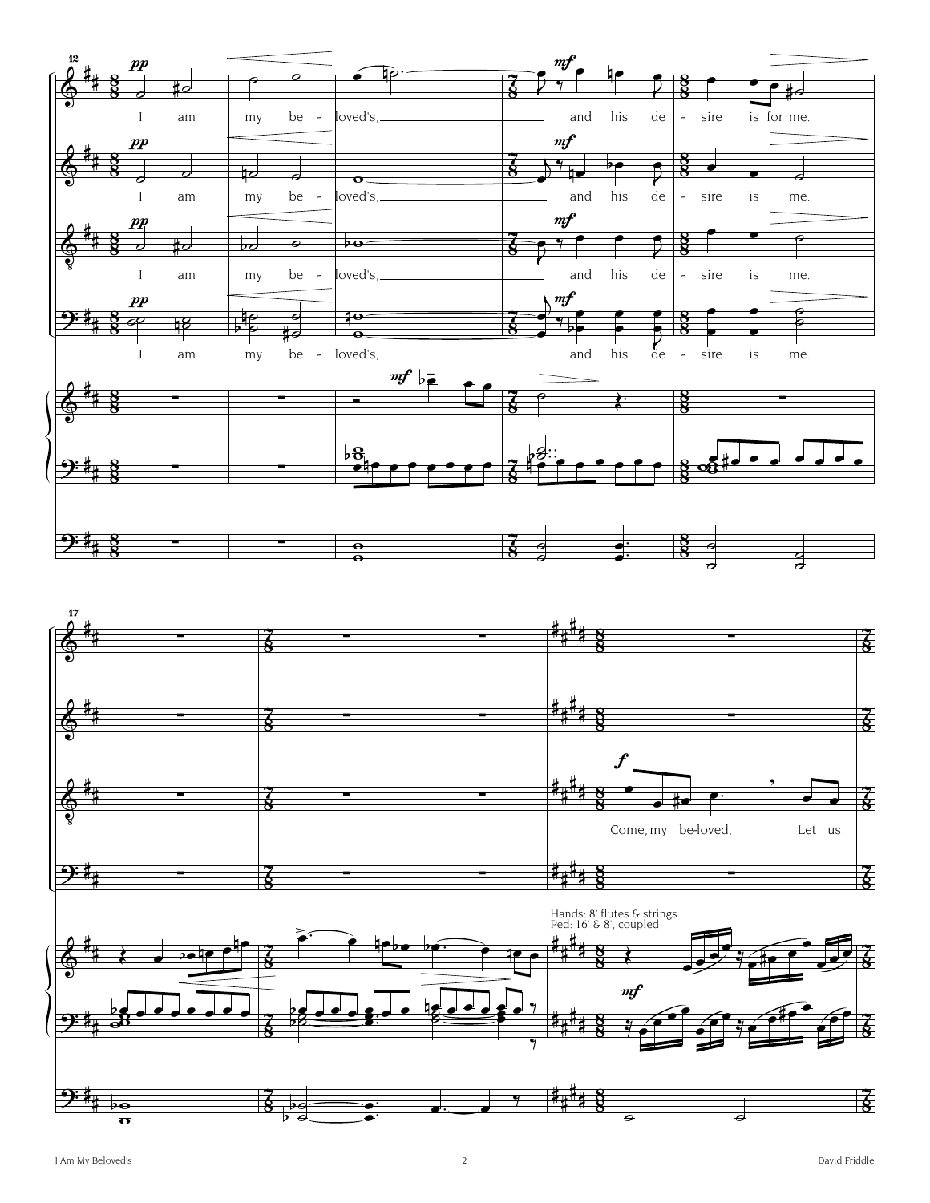I am my be - loved's, and his de - sire is for me.

I am my be - loved's, and his de - sire is me.

I am my be - loved's, and his de - sire is me.

I am my be - loved's, and his de - sire is me.

Come, my be-loved, Let us

Hands: 8' flutes & strings
Ped: 16' & 8', coupled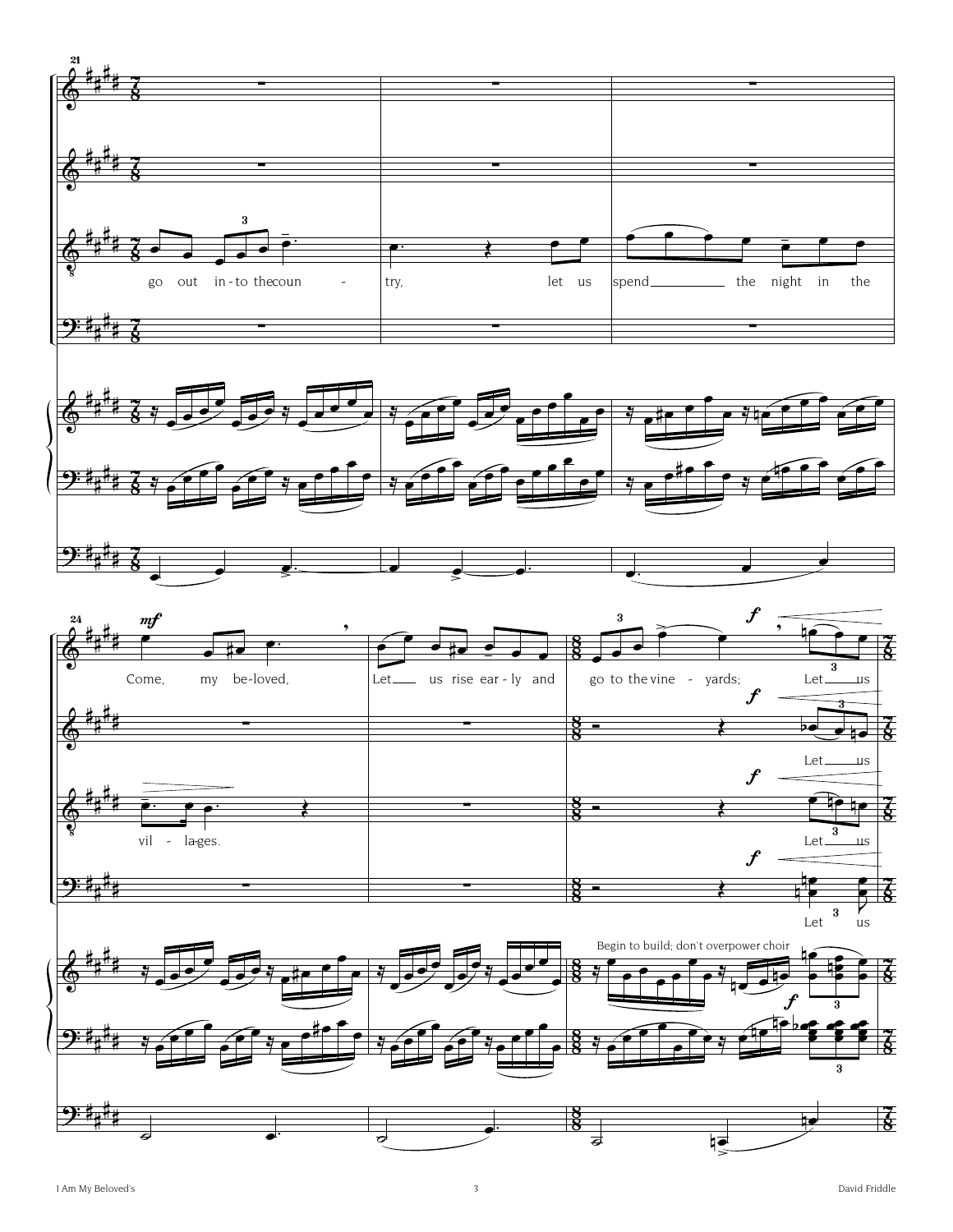21

go out in-to the coun - try, let us spend the night in the

24

*mf*

Come, my be-loved, Let us rise ear-ly and go to the vine - yards; Let us

vil - la-ges.

*f*

Let us

Let us

Let us

Begin to build; don't overpower choir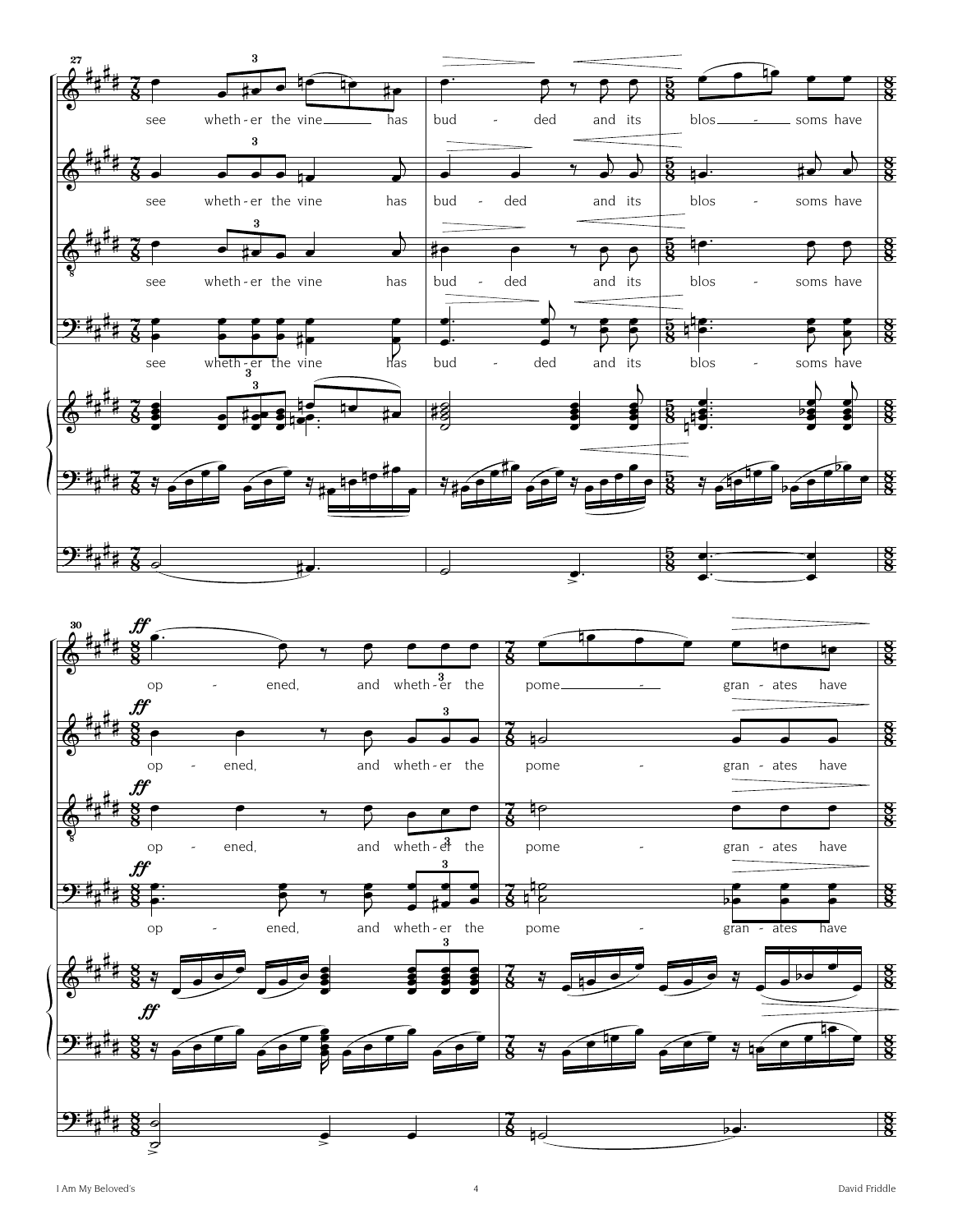27

see whether the vine has budded and its blossoms have

30

*ff*

opened, and whether the pomegranates have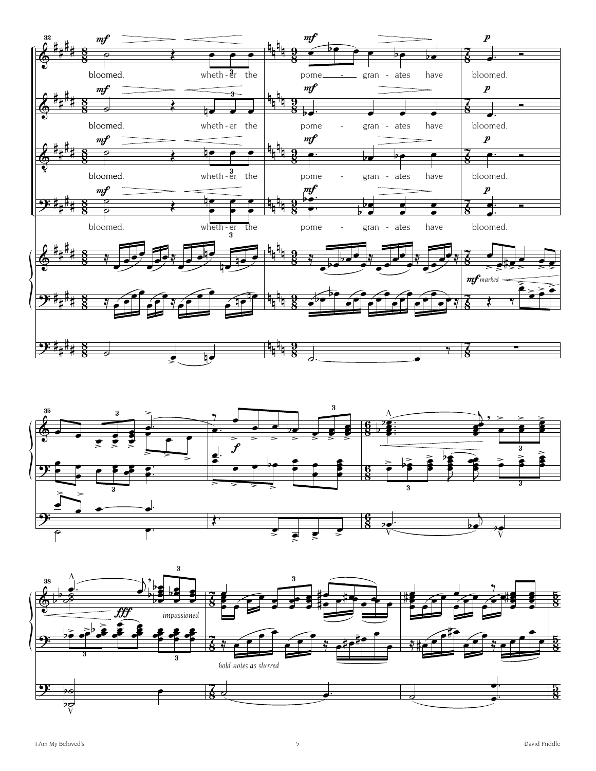bloomed. whether the pomegranates have bloomed.

bloomed. whether the pomegranates have bloomed.

bloomed. whether the pomegranates have bloomed.

bloomed. whether the pomegranates have bloomed.

*marked*

*impassioned*

*hold notes as slurred*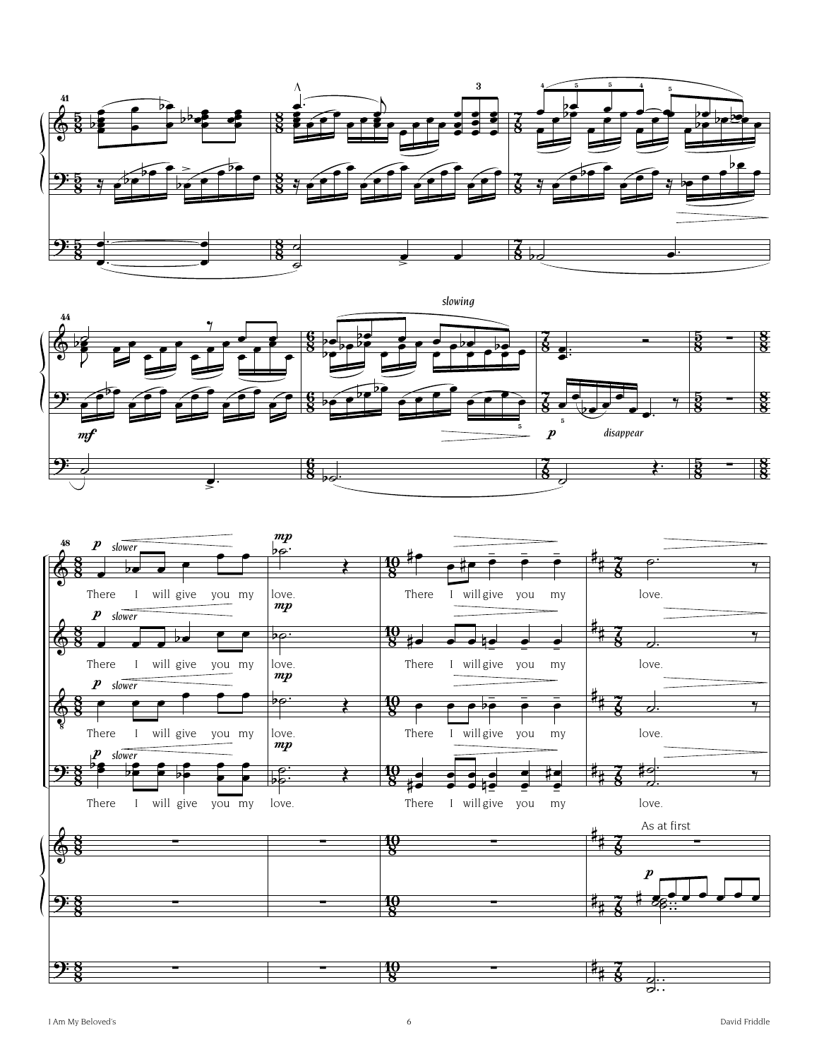*slowing*

*disappear*

*slower*

There I will give you my love.

There I will give you my love.

There I will give you my love.

There I will give you my love.

There I will give you my love.

There I will give you my love.

There I will give you my love.

There I will give you my love.

As at first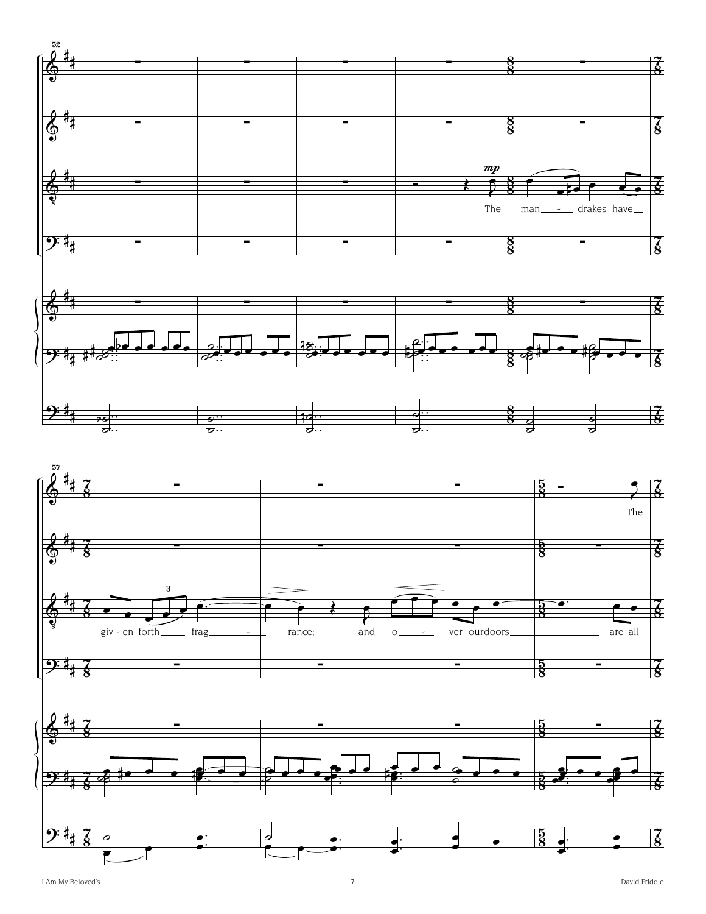52

*mp*

The man - drakes have

57

The

giv - en forth frag - rance; and o - ver our doors are all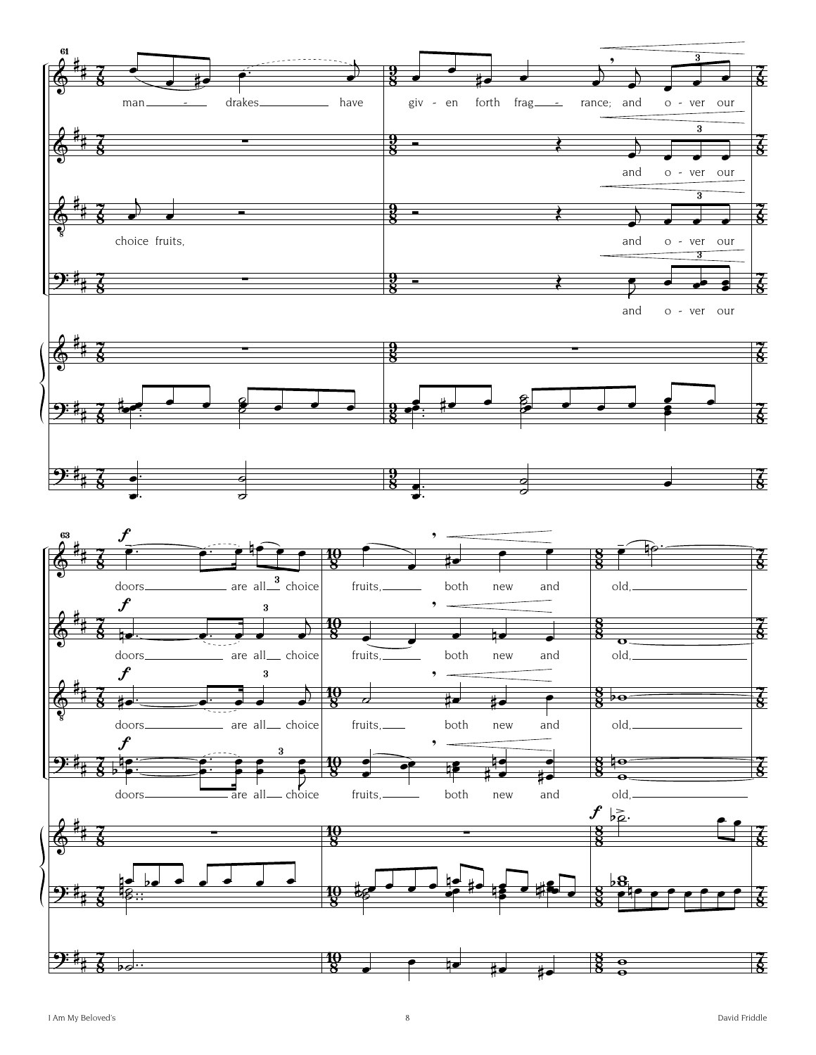61

man - drakes have giv - en forth frag - rance; and o - ver our

and o - ver our

choice fruits, and o - ver our

and o - ver our

63

*f*

doors are all choice fruits, both new and old,

doors are all choice fruits, both new and old,

doors are all choice fruits, both new and old,

doors are all choice fruits, both new and old,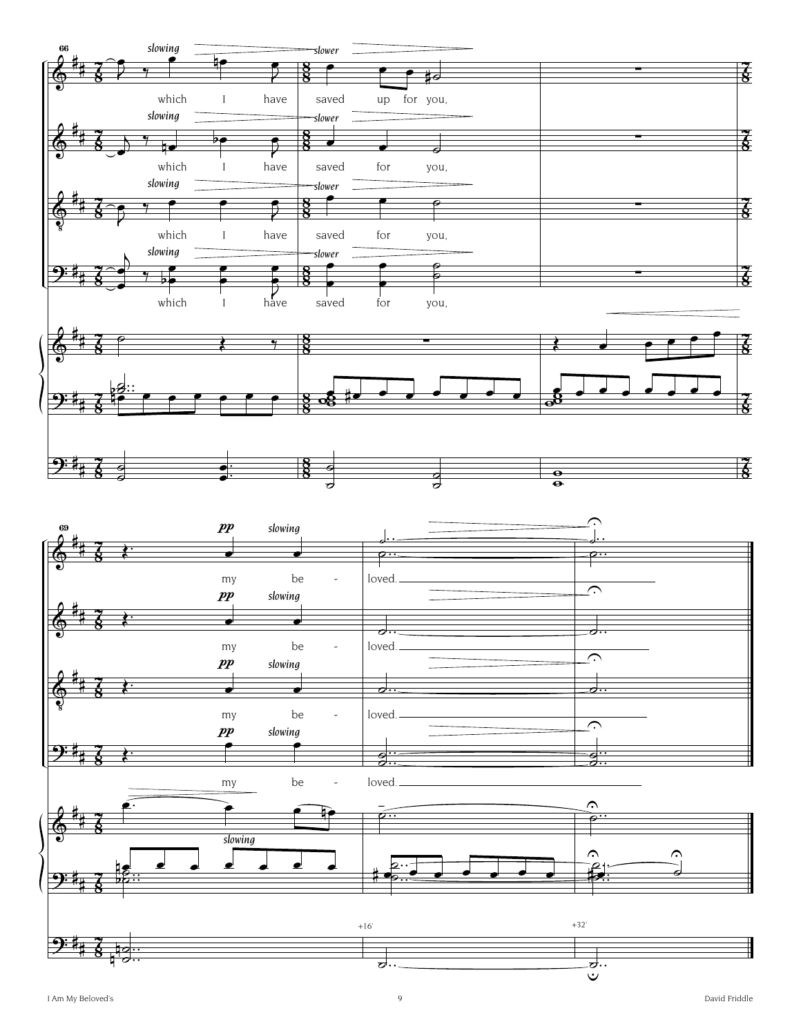66

*slowing* *slower*

which I have saved up for you,

which I have saved for you,

which I have saved for you,

which I have saved for you,

69

*pp* *slowing*

my be - loved.

my be - loved.

my be - loved.

my be - loved.

*slowing*

+16'

+32'